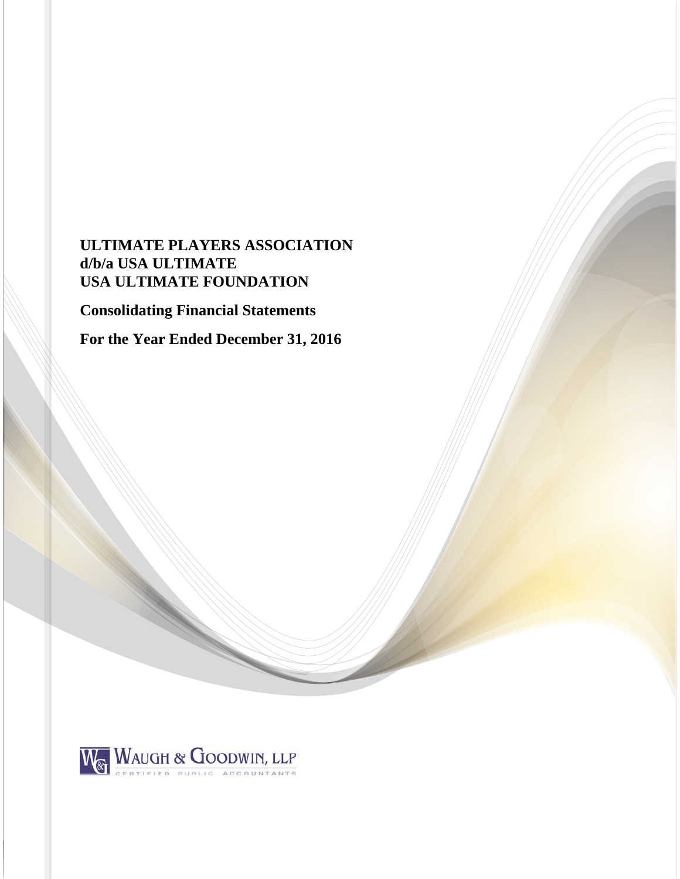# ULTIMATE PLAYERS ASSOCIATION
# d/b/a USA ULTIMATE
# USA ULTIMATE FOUNDATION

## Consolidating Financial Statements

## For the Year Ended December 31, 2016

WAUGH & GOODWIN, LLP
CERTIFIED PUBLIC ACCOUNTANTS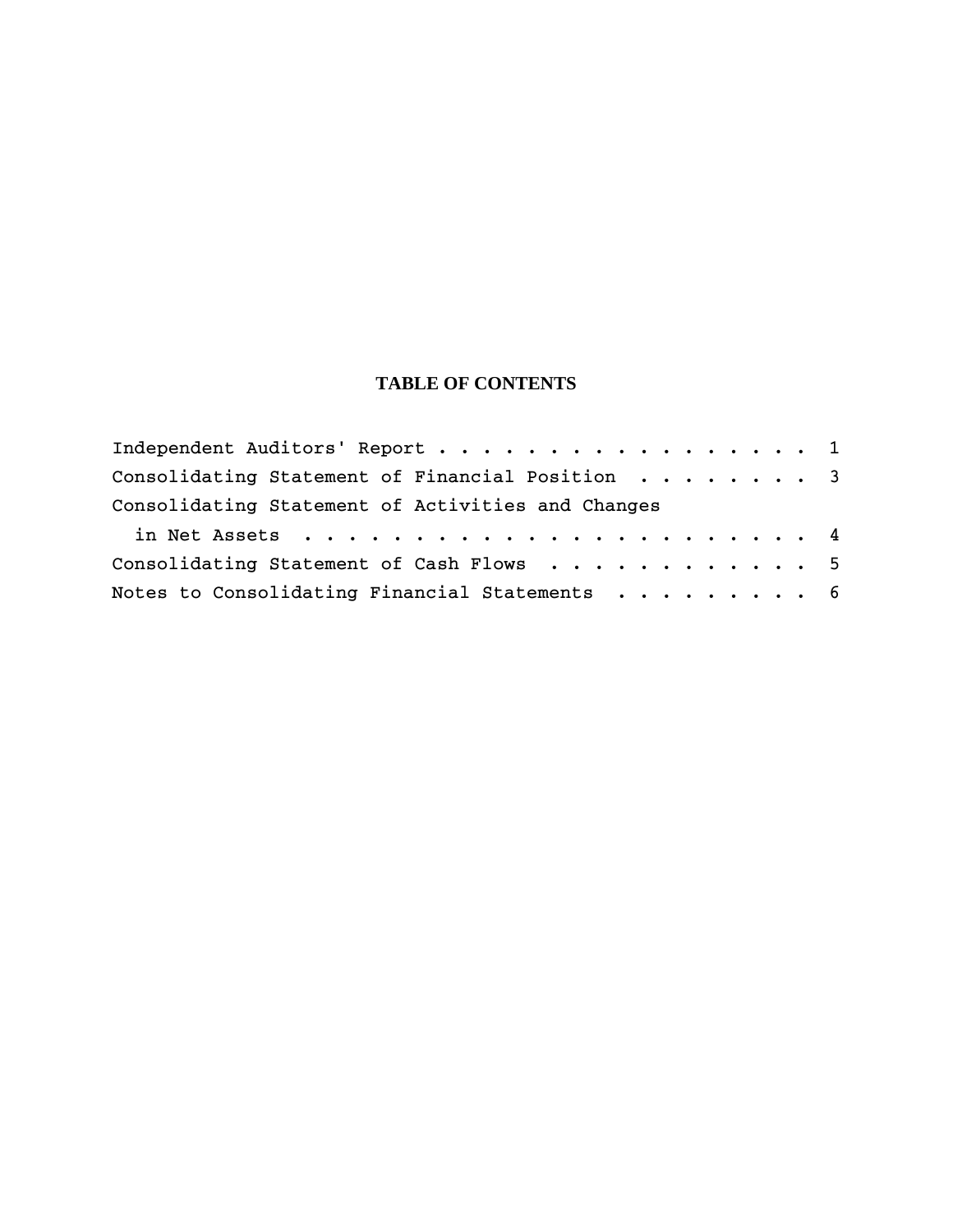# TABLE OF CONTENTS

| | |
|---|---|
| Independent Auditors' Report | 1 |
| Consolidating Statement of Financial Position | 3 |
| Consolidating Statement of Activities and Changes in Net Assets | 4 |
| Consolidating Statement of Cash Flows | 5 |
| Notes to Consolidating Financial Statements | 6 |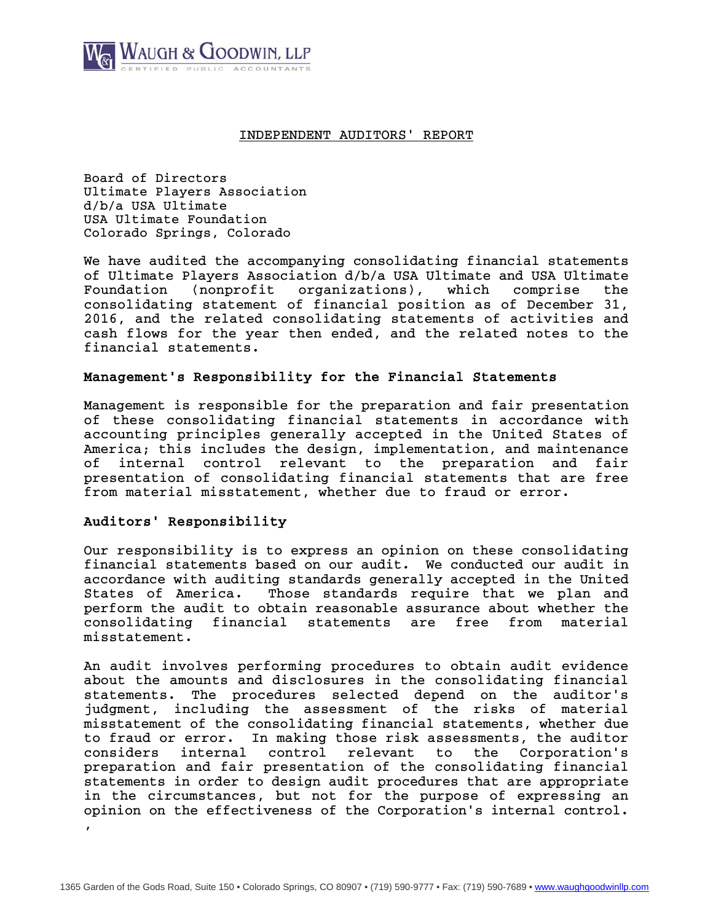# INDEPENDENT AUDITORS' REPORT

Board of Directors
Ultimate Players Association
d/b/a USA Ultimate
USA Ultimate Foundation
Colorado Springs, Colorado

We have audited the accompanying consolidating financial statements of Ultimate Players Association d/b/a USA Ultimate and USA Ultimate Foundation (nonprofit organizations), which comprise the consolidating statement of financial position as of December 31, 2016, and the related consolidating statements of activities and cash flows for the year then ended, and the related notes to the financial statements.

**Management's Responsibility for the Financial Statements**

Management is responsible for the preparation and fair presentation of these consolidating financial statements in accordance with accounting principles generally accepted in the United States of America; this includes the design, implementation, and maintenance of internal control relevant to the preparation and fair presentation of consolidating financial statements that are free from material misstatement, whether due to fraud or error.

**Auditors' Responsibility**

Our responsibility is to express an opinion on these consolidating financial statements based on our audit. We conducted our audit in accordance with auditing standards generally accepted in the United States of America. Those standards require that we plan and perform the audit to obtain reasonable assurance about whether the consolidating financial statements are free from material misstatement.

An audit involves performing procedures to obtain audit evidence about the amounts and disclosures in the consolidating financial statements. The procedures selected depend on the auditor's judgment, including the assessment of the risks of material misstatement of the consolidating financial statements, whether due to fraud or error. In making those risk assessments, the auditor considers internal control relevant to the Corporation's preparation and fair presentation of the consolidating financial statements in order to design audit procedures that are appropriate in the circumstances, but not for the purpose of expressing an opinion on the effectiveness of the Corporation's internal control.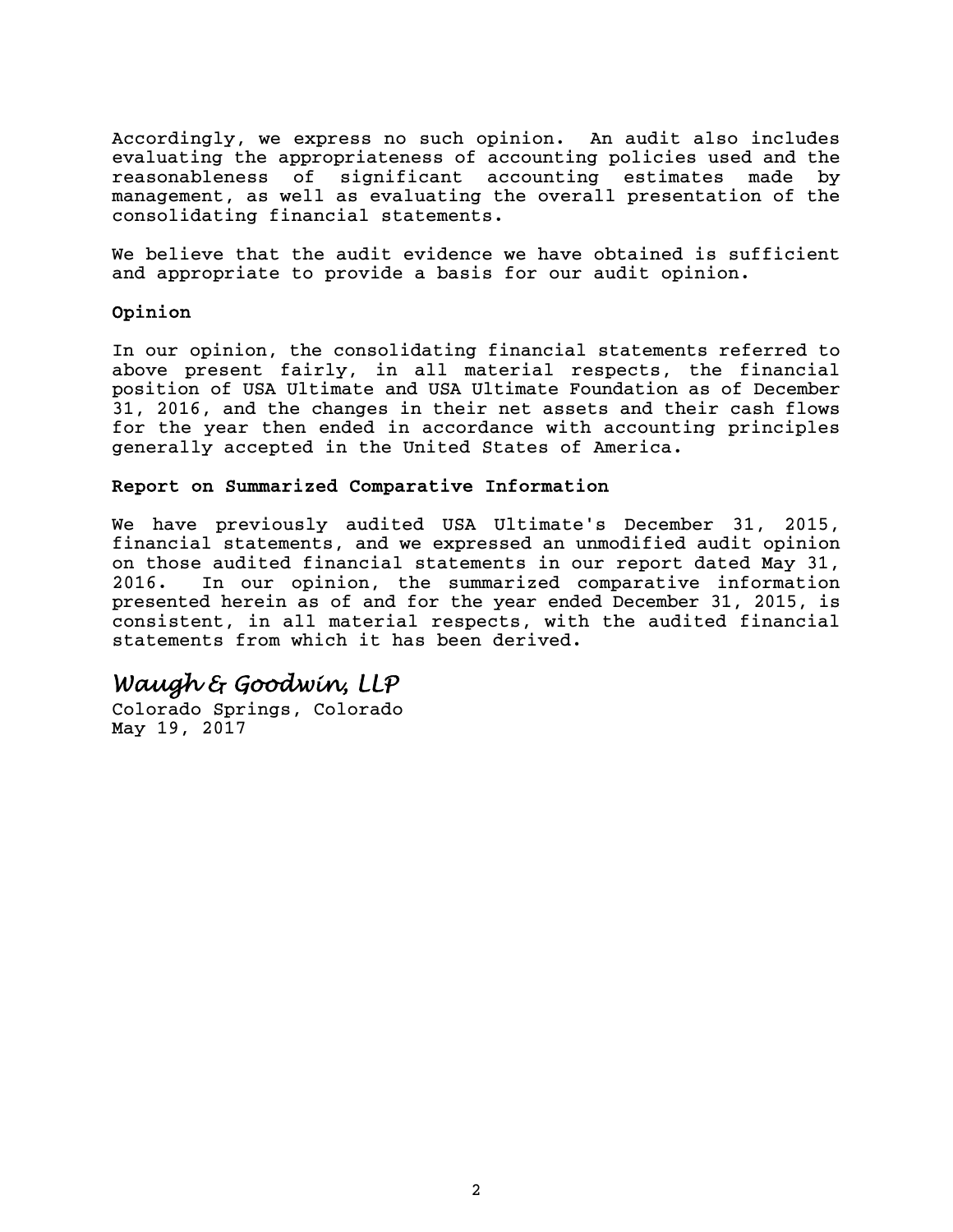Accordingly, we express no such opinion. An audit also includes evaluating the appropriateness of accounting policies used and the reasonableness of significant accounting estimates made by management, as well as evaluating the overall presentation of the consolidating financial statements.

We believe that the audit evidence we have obtained is sufficient and appropriate to provide a basis for our audit opinion.

**Opinion**

In our opinion, the consolidating financial statements referred to above present fairly, in all material respects, the financial position of USA Ultimate and USA Ultimate Foundation as of December 31, 2016, and the changes in their net assets and their cash flows for the year then ended in accordance with accounting principles generally accepted in the United States of America.

**Report on Summarized Comparative Information**

We have previously audited USA Ultimate's December 31, 2015, financial statements, and we expressed an unmodified audit opinion on those audited financial statements in our report dated May 31, 2016. In our opinion, the summarized comparative information presented herein as of and for the year ended December 31, 2015, is consistent, in all material respects, with the audited financial statements from which it has been derived.

*Waugh & Goodwin, LLP*

Colorado Springs, Colorado
May 19, 2017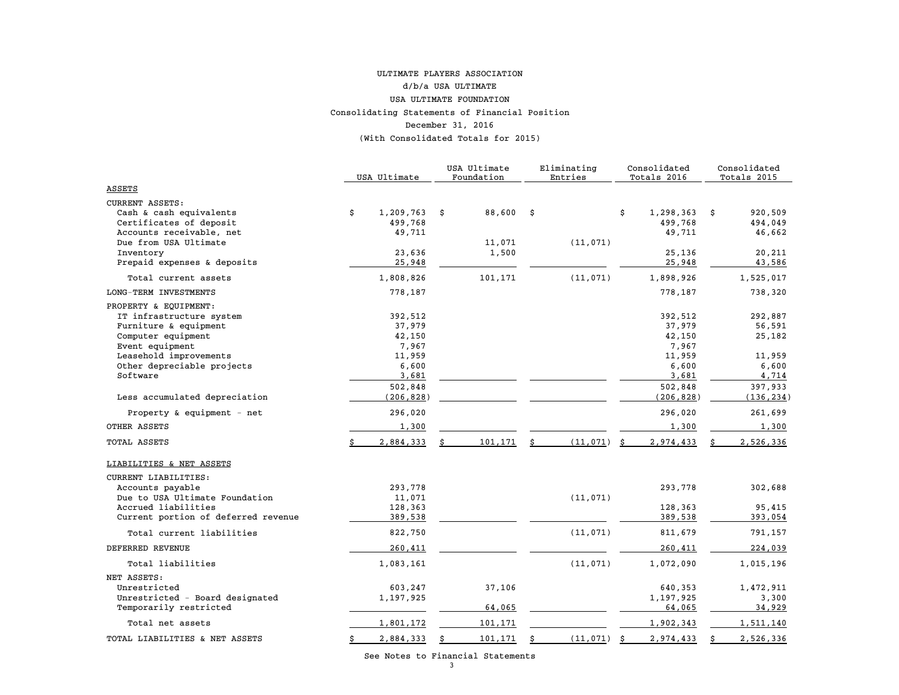ULTIMATE PLAYERS ASSOCIATION

d/b/a USA ULTIMATE

USA ULTIMATE FOUNDATION

Consolidating Statements of Financial Position

December 31, 2016

(With Consolidated Totals for 2015)

| | USA Ultimate | USA Ultimate Foundation | Eliminating Entries | Consolidated Totals 2016 | Consolidated Totals 2015 |
|---|---|---|---|---|---|
| ASSETS | | | | | |
| CURRENT ASSETS: | | | | | |
| Cash & cash equivalents | $ 1,209,763 | $ 88,600 | $ | $ 1,298,363 | $ 920,509 |
| Certificates of deposit | 499,768 | | | 499,768 | 494,049 |
| Accounts receivable, net | 49,711 | | | 49,711 | 46,662 |
| Due from USA Ultimate | | 11,071 | (11,071) | | |
| Inventory | 23,636 | 1,500 | | 25,136 | 20,211 |
| Prepaid expenses & deposits | 25,948 | | | 25,948 | 43,586 |
| Total current assets | 1,808,826 | 101,171 | (11,071) | 1,898,926 | 1,525,017 |
| LONG-TERM INVESTMENTS | 778,187 | | | 778,187 | 738,320 |
| PROPERTY & EQUIPMENT: | | | | | |
| IT infrastructure system | 392,512 | | | 392,512 | 292,887 |
| Furniture & equipment | 37,979 | | | 37,979 | 56,591 |
| Computer equipment | 42,150 | | | 42,150 | 25,182 |
| Event equipment | 7,967 | | | 7,967 | |
| Leasehold improvements | 11,959 | | | 11,959 | 11,959 |
| Other depreciable projects | 6,600 | | | 6,600 | 6,600 |
| Software | 3,681 | | | 3,681 | 4,714 |
| | 502,848 | | | 502,848 | 397,933 |
| Less accumulated depreciation | (206,828) | | | (206,828) | (136,234) |
| Property & equipment - net | 296,020 | | | 296,020 | 261,699 |
| OTHER ASSETS | 1,300 | | | 1,300 | 1,300 |
| TOTAL ASSETS | $ 2,884,333 | $ 101,171 | $ (11,071) | $ 2,974,433 | $ 2,526,336 |
| LIABILITIES & NET ASSETS | | | | | |
| CURRENT LIABILITIES: | | | | | |
| Accounts payable | 293,778 | | | 293,778 | 302,688 |
| Due to USA Ultimate Foundation | 11,071 | | (11,071) | | |
| Accrued liabilities | 128,363 | | | 128,363 | 95,415 |
| Current portion of deferred revenue | 389,538 | | | 389,538 | 393,054 |
| Total current liabilities | 822,750 | | (11,071) | 811,679 | 791,157 |
| DEFERRED REVENUE | 260,411 | | | 260,411 | 224,039 |
| Total liabilities | 1,083,161 | | (11,071) | 1,072,090 | 1,015,196 |
| NET ASSETS: | | | | | |
| Unrestricted | 603,247 | 37,106 | | 640,353 | 1,472,911 |
| Unrestricted - Board designated | 1,197,925 | | | 1,197,925 | 3,300 |
| Temporarily restricted | | 64,065 | | 64,065 | 34,929 |
| Total net assets | 1,801,172 | 101,171 | | 1,902,343 | 1,511,140 |
| TOTAL LIABILITIES & NET ASSETS | $ 2,884,333 | $ 101,171 | $ (11,071) | $ 2,974,433 | $ 2,526,336 |

See Notes to Financial Statements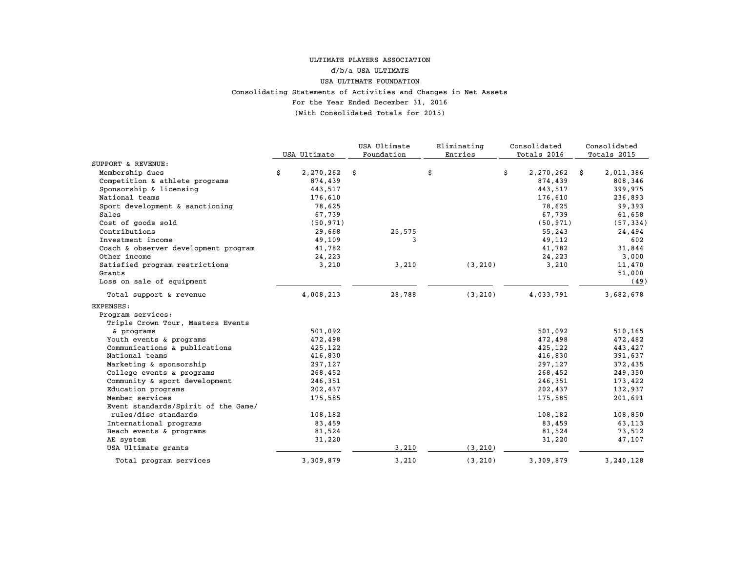ULTIMATE PLAYERS ASSOCIATION

d/b/a USA ULTIMATE

USA ULTIMATE FOUNDATION

Consolidating Statements of Activities and Changes in Net Assets

For the Year Ended December 31, 2016

(With Consolidated Totals for 2015)

| | USA Ultimate | USA Ultimate Foundation | Eliminating Entries | Consolidated Totals 2016 | Consolidated Totals 2015 |
|---|---|---|---|---|---|
| SUPPORT & REVENUE: | | | | | |
| Membership dues | $ 2,270,262 | $ | $ | $ 2,270,262 | $ 2,011,386 |
| Competition & athlete programs | 874,439 | | | 874,439 | 808,346 |
| Sponsorship & licensing | 443,517 | | | 443,517 | 399,975 |
| National teams | 176,610 | | | 176,610 | 236,893 |
| Sport development & sanctioning | 78,625 | | | 78,625 | 99,393 |
| Sales | 67,739 | | | 67,739 | 61,658 |
| Cost of goods sold | (50,971) | | | (50,971) | (57,334) |
| Contributions | 29,668 | 25,575 | | 55,243 | 24,494 |
| Investment income | 49,109 | 3 | | 49,112 | 602 |
| Coach & observer development program | 41,782 | | | 41,782 | 31,844 |
| Other income | 24,223 | | | 24,223 | 3,000 |
| Satisfied program restrictions | 3,210 | 3,210 | (3,210) | 3,210 | 11,470 |
| Grants | | | | | 51,000 |
| Loss on sale of equipment | | | | | (49) |
| Total support & revenue | 4,008,213 | 28,788 | (3,210) | 4,033,791 | 3,682,678 |
| EXPENSES: | | | | | |
| Program services: | | | | | |
| Triple Crown Tour, Masters Events & programs | 501,092 | | | 501,092 | 510,165 |
| Youth events & programs | 472,498 | | | 472,498 | 472,482 |
| Communications & publications | 425,122 | | | 425,122 | 443,427 |
| National teams | 416,830 | | | 416,830 | 391,637 |
| Marketing & sponsorship | 297,127 | | | 297,127 | 372,435 |
| College events & programs | 268,452 | | | 268,452 | 249,350 |
| Community & sport development | 246,351 | | | 246,351 | 173,422 |
| Education programs | 202,437 | | | 202,437 | 132,937 |
| Member services | 175,585 | | | 175,585 | 201,691 |
| Event standards/Spirit of the Game/ rules/disc standards | 108,182 | | | 108,182 | 108,850 |
| International programs | 83,459 | | | 83,459 | 63,113 |
| Beach events & programs | 81,524 | | | 81,524 | 73,512 |
| AE system | 31,220 | | | 31,220 | 47,107 |
| USA Ultimate grants | | 3,210 | (3,210) | | |
| Total program services | 3,309,879 | 3,210 | (3,210) | 3,309,879 | 3,240,128 |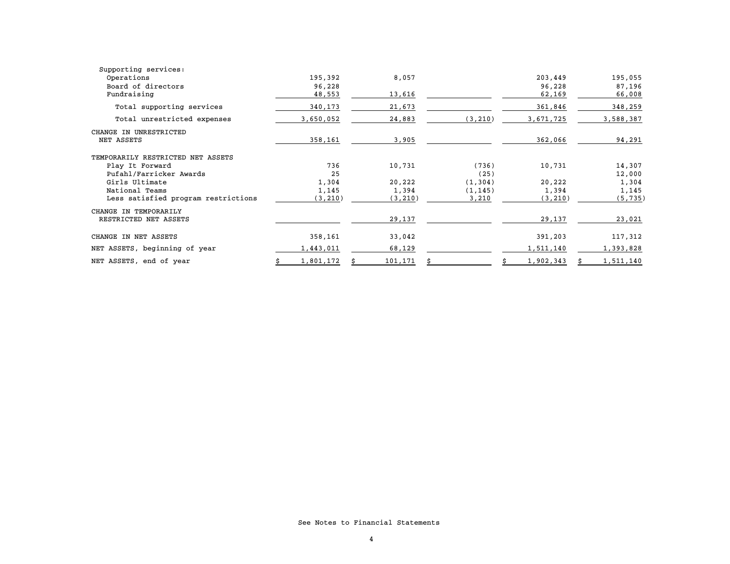| | | | | | |
|---|---|---|---|---|---|
| Supporting services: | | | | | |
| Operations | 195,392 | 8,057 | | 203,449 | 195,055 |
| Board of directors | 96,228 | | | 96,228 | 87,196 |
| Fundraising | 48,553 | 13,616 | | 62,169 | 66,008 |
| Total supporting services | 340,173 | 21,673 | | 361,846 | 348,259 |
| Total unrestricted expenses | 3,650,052 | 24,883 | (3,210) | 3,671,725 | 3,588,387 |
| CHANGE IN UNRESTRICTED NET ASSETS | 358,161 | 3,905 | | 362,066 | 94,291 |
| TEMPORARILY RESTRICTED NET ASSETS | | | | | |
| Play It Forward | 736 | 10,731 | (736) | 10,731 | 14,307 |
| Pufahl/Farricker Awards | 25 | | (25) | | 12,000 |
| Girls Ultimate | 1,304 | 20,222 | (1,304) | 20,222 | 1,304 |
| National Teams | 1,145 | 1,394 | (1,145) | 1,394 | 1,145 |
| Less satisfied program restrictions | (3,210) | (3,210) | 3,210 | (3,210) | (5,735) |
| CHANGE IN TEMPORARILY RESTRICTED NET ASSETS | | 29,137 | | 29,137 | 23,021 |
| CHANGE IN NET ASSETS | 358,161 | 33,042 | | 391,203 | 117,312 |
| NET ASSETS, beginning of year | 1,443,011 | 68,129 | | 1,511,140 | 1,393,828 |
| NET ASSETS, end of year | $ 1,801,172 | $ 101,171 | $ | $ 1,902,343 | $ 1,511,140 |

See Notes to Financial Statements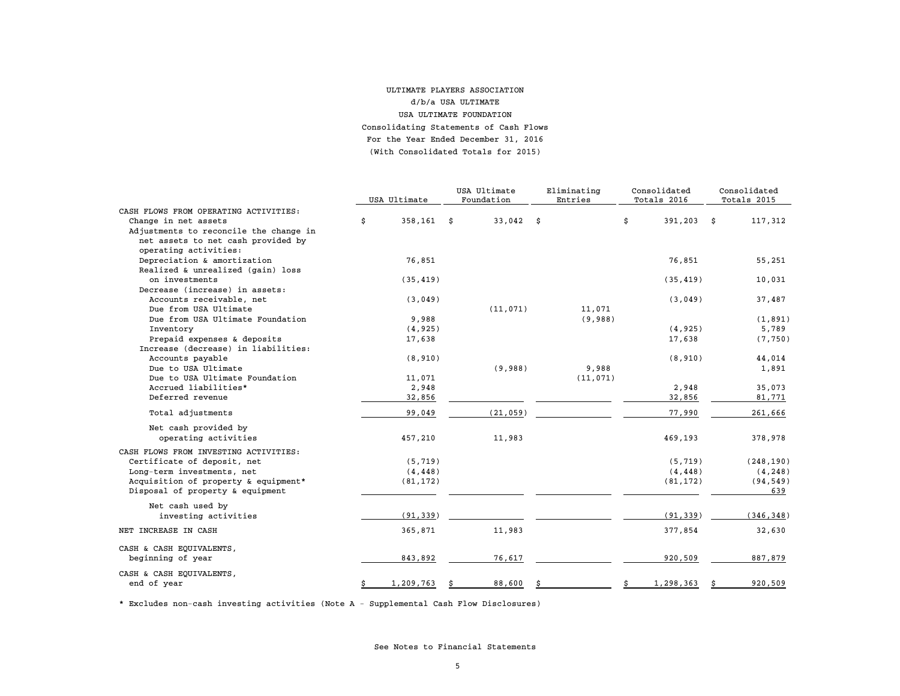ULTIMATE PLAYERS ASSOCIATION

d/b/a USA ULTIMATE

USA ULTIMATE FOUNDATION

Consolidating Statements of Cash Flows

For the Year Ended December 31, 2016

(With Consolidated Totals for 2015)

| | USA Ultimate | USA Ultimate Foundation | Eliminating Entries | Consolidated Totals 2016 | Consolidated Totals 2015 |
|---|---|---|---|---|---|
| CASH FLOWS FROM OPERATING ACTIVITIES: | | | | | |
| Change in net assets | $ 358,161 | $ 33,042 | $ | $ 391,203 | $ 117,312 |
| Adjustments to reconcile the change in net assets to net cash provided by operating activities: | | | | | |
| Depreciation & amortization | 76,851 | | | 76,851 | 55,251 |
| Realized & unrealized (gain) loss on investments | (35,419) | | | (35,419) | 10,031 |
| Decrease (increase) in assets: | | | | | |
| Accounts receivable, net | (3,049) | | | (3,049) | 37,487 |
| Due from USA Ultimate | | (11,071) | 11,071 | | |
| Due from USA Ultimate Foundation | 9,988 | | (9,988) | | (1,891) |
| Inventory | (4,925) | | | (4,925) | 5,789 |
| Prepaid expenses & deposits | 17,638 | | | 17,638 | (7,750) |
| Increase (decrease) in liabilities: | | | | | |
| Accounts payable | (8,910) | | | (8,910) | 44,014 |
| Due to USA Ultimate | | (9,988) | 9,988 | | 1,891 |
| Due to USA Ultimate Foundation | 11,071 | | (11,071) | | |
| Accrued liabilities* | 2,948 | | | 2,948 | 35,073 |
| Deferred revenue | 32,856 | | | 32,856 | 81,771 |
| Total adjustments | 99,049 | (21,059) | | 77,990 | 261,666 |
| Net cash provided by operating activities | 457,210 | 11,983 | | 469,193 | 378,978 |
| CASH FLOWS FROM INVESTING ACTIVITIES: | | | | | |
| Certificate of deposit, net | (5,719) | | | (5,719) | (248,190) |
| Long-term investments, net | (4,448) | | | (4,448) | (4,248) |
| Acquisition of property & equipment* | (81,172) | | | (81,172) | (94,549) |
| Disposal of property & equipment | | | | | 639 |
| Net cash used by investing activities | (91,339) | | | (91,339) | (346,348) |
| NET INCREASE IN CASH | 365,871 | 11,983 | | 377,854 | 32,630 |
| CASH & CASH EQUIVALENTS, beginning of year | 843,892 | 76,617 | | 920,509 | 887,879 |
| CASH & CASH EQUIVALENTS, end of year | $ 1,209,763 | $ 88,600 | $ | $ 1,298,363 | $ 920,509 |

* Excludes non-cash investing activities (Note A - Supplemental Cash Flow Disclosures)

See Notes to Financial Statements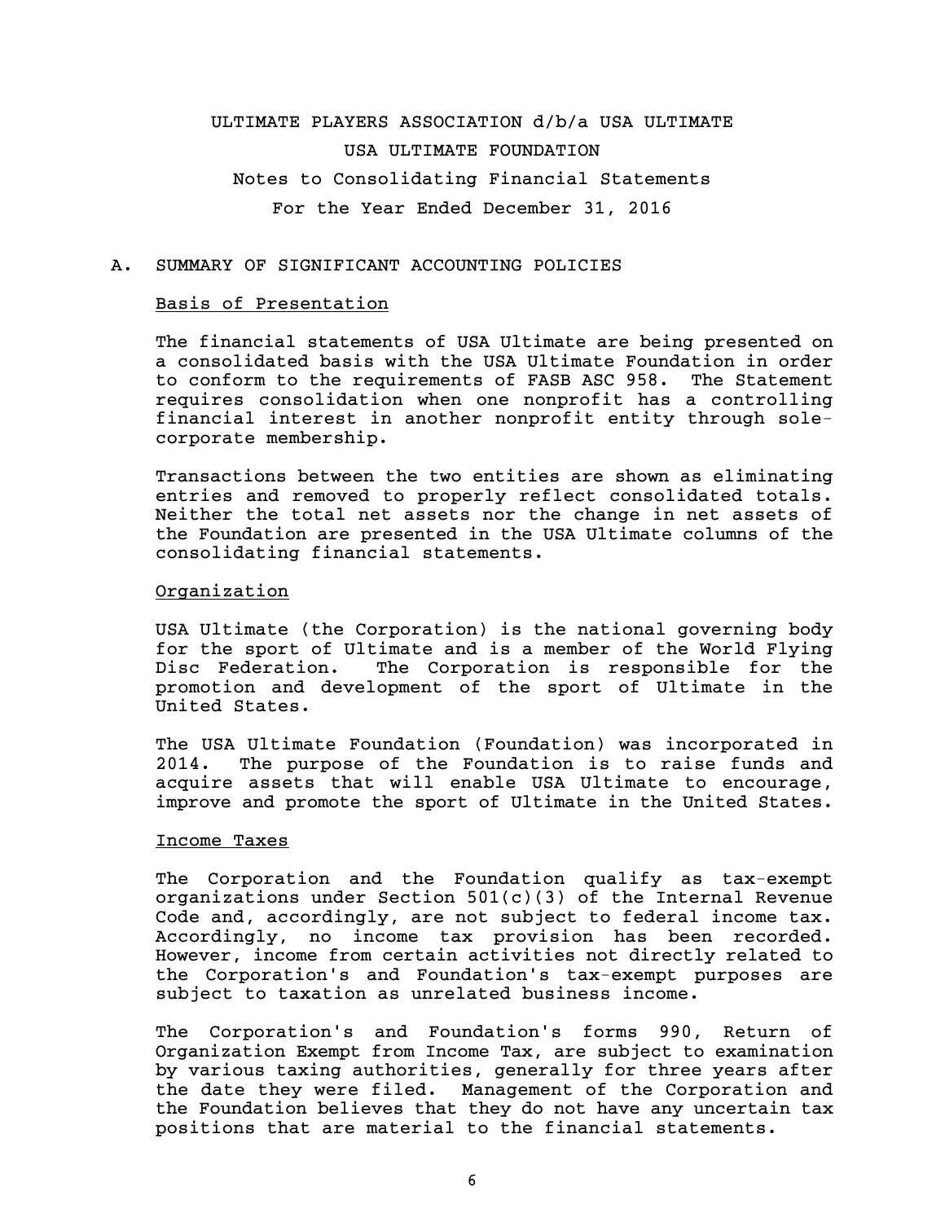# ULTIMATE PLAYERS ASSOCIATION d/b/a USA ULTIMATE

# USA ULTIMATE FOUNDATION

## Notes to Consolidating Financial Statements

## For the Year Ended December 31, 2016

## A. SUMMARY OF SIGNIFICANT ACCOUNTING POLICIES

### Basis of Presentation

The financial statements of USA Ultimate are being presented on a consolidated basis with the USA Ultimate Foundation in order to conform to the requirements of FASB ASC 958. The Statement requires consolidation when one nonprofit has a controlling financial interest in another nonprofit entity through sole-corporate membership.

Transactions between the two entities are shown as eliminating entries and removed to properly reflect consolidated totals. Neither the total net assets nor the change in net assets of the Foundation are presented in the USA Ultimate columns of the consolidating financial statements.

### Organization

USA Ultimate (the Corporation) is the national governing body for the sport of Ultimate and is a member of the World Flying Disc Federation. The Corporation is responsible for the promotion and development of the sport of Ultimate in the United States.

The USA Ultimate Foundation (Foundation) was incorporated in 2014. The purpose of the Foundation is to raise funds and acquire assets that will enable USA Ultimate to encourage, improve and promote the sport of Ultimate in the United States.

### Income Taxes

The Corporation and the Foundation qualify as tax-exempt organizations under Section 501(c)(3) of the Internal Revenue Code and, accordingly, are not subject to federal income tax. Accordingly, no income tax provision has been recorded. However, income from certain activities not directly related to the Corporation's and Foundation's tax-exempt purposes are subject to taxation as unrelated business income.

The Corporation's and Foundation's forms 990, Return of Organization Exempt from Income Tax, are subject to examination by various taxing authorities, generally for three years after the date they were filed. Management of the Corporation and the Foundation believes that they do not have any uncertain tax positions that are material to the financial statements.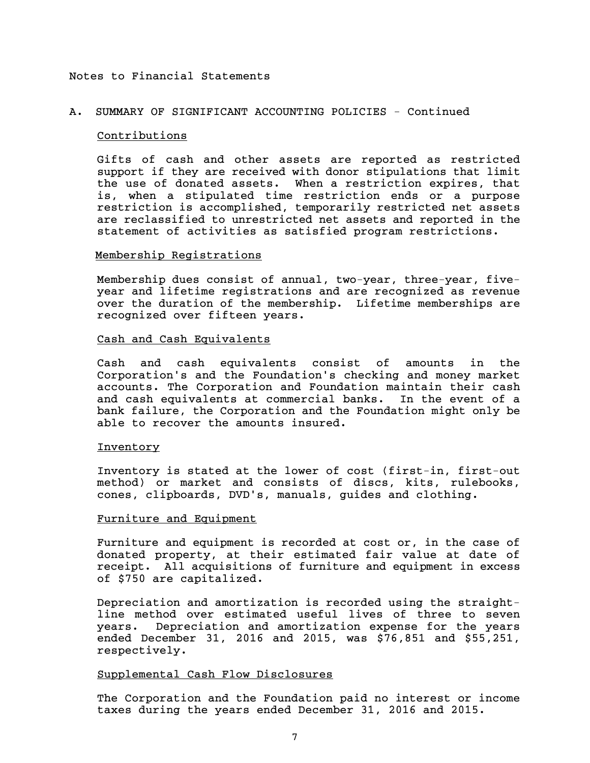Notes to Financial Statements

## A. SUMMARY OF SIGNIFICANT ACCOUNTING POLICIES - Continued

### Contributions

Gifts of cash and other assets are reported as restricted support if they are received with donor stipulations that limit the use of donated assets. When a restriction expires, that is, when a stipulated time restriction ends or a purpose restriction is accomplished, temporarily restricted net assets are reclassified to unrestricted net assets and reported in the statement of activities as satisfied program restrictions.

### Membership Registrations

Membership dues consist of annual, two-year, three-year, five-year and lifetime registrations and are recognized as revenue over the duration of the membership. Lifetime memberships are recognized over fifteen years.

### Cash and Cash Equivalents

Cash and cash equivalents consist of amounts in the Corporation's and the Foundation's checking and money market accounts. The Corporation and Foundation maintain their cash and cash equivalents at commercial banks. In the event of a bank failure, the Corporation and the Foundation might only be able to recover the amounts insured.

### Inventory

Inventory is stated at the lower of cost (first-in, first-out method) or market and consists of discs, kits, rulebooks, cones, clipboards, DVD's, manuals, guides and clothing.

### Furniture and Equipment

Furniture and equipment is recorded at cost or, in the case of donated property, at their estimated fair value at date of receipt. All acquisitions of furniture and equipment in excess of $750 are capitalized.

Depreciation and amortization is recorded using the straight-line method over estimated useful lives of three to seven years. Depreciation and amortization expense for the years ended December 31, 2016 and 2015, was $76,851 and $55,251, respectively.

### Supplemental Cash Flow Disclosures

The Corporation and the Foundation paid no interest or income taxes during the years ended December 31, 2016 and 2015.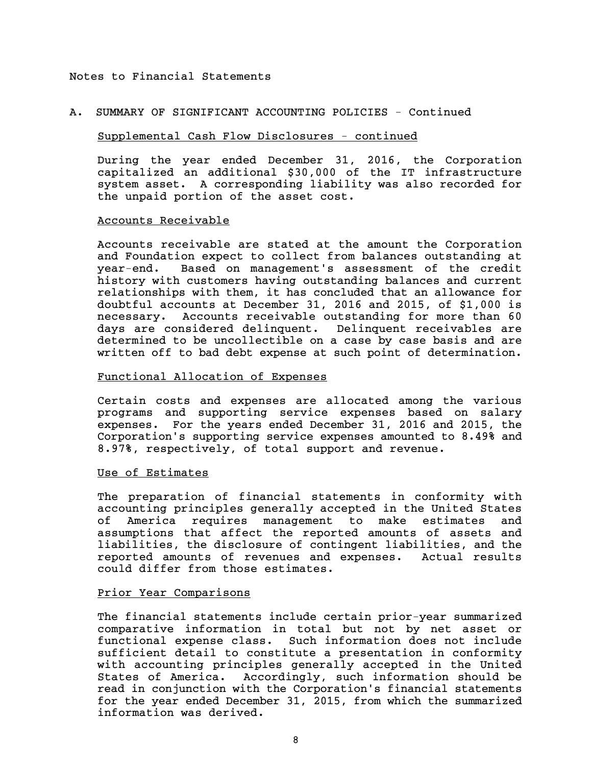Notes to Financial Statements

## A. SUMMARY OF SIGNIFICANT ACCOUNTING POLICIES - Continued

### Supplemental Cash Flow Disclosures - continued

During the year ended December 31, 2016, the Corporation capitalized an additional $30,000 of the IT infrastructure system asset. A corresponding liability was also recorded for the unpaid portion of the asset cost.

### Accounts Receivable

Accounts receivable are stated at the amount the Corporation and Foundation expect to collect from balances outstanding at year-end. Based on management's assessment of the credit history with customers having outstanding balances and current relationships with them, it has concluded that an allowance for doubtful accounts at December 31, 2016 and 2015, of $1,000 is necessary. Accounts receivable outstanding for more than 60 days are considered delinquent. Delinquent receivables are determined to be uncollectible on a case by case basis and are written off to bad debt expense at such point of determination.

### Functional Allocation of Expenses

Certain costs and expenses are allocated among the various programs and supporting service expenses based on salary expenses. For the years ended December 31, 2016 and 2015, the Corporation's supporting service expenses amounted to 8.49% and 8.97%, respectively, of total support and revenue.

### Use of Estimates

The preparation of financial statements in conformity with accounting principles generally accepted in the United States of America requires management to make estimates and assumptions that affect the reported amounts of assets and liabilities, the disclosure of contingent liabilities, and the reported amounts of revenues and expenses. Actual results could differ from those estimates.

### Prior Year Comparisons

The financial statements include certain prior-year summarized comparative information in total but not by net asset or functional expense class. Such information does not include sufficient detail to constitute a presentation in conformity with accounting principles generally accepted in the United States of America. Accordingly, such information should be read in conjunction with the Corporation's financial statements for the year ended December 31, 2015, from which the summarized information was derived.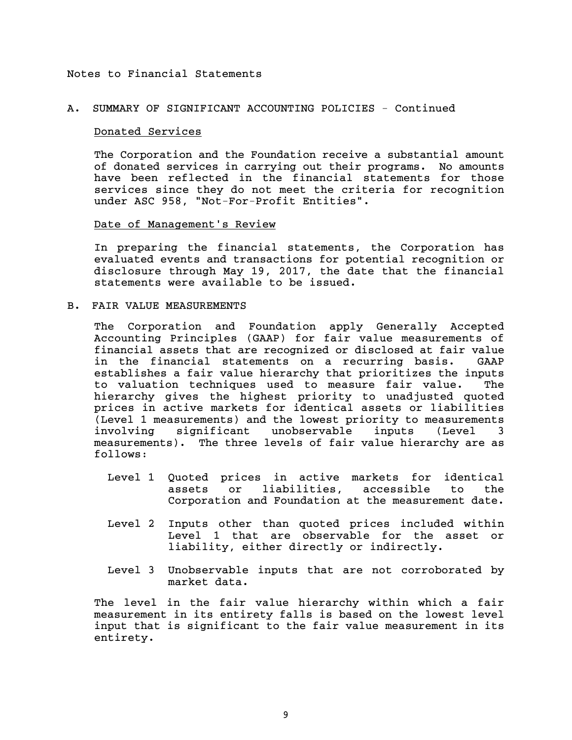Notes to Financial Statements

## A. SUMMARY OF SIGNIFICANT ACCOUNTING POLICIES - Continued

### Donated Services

The Corporation and the Foundation receive a substantial amount of donated services in carrying out their programs. No amounts have been reflected in the financial statements for those services since they do not meet the criteria for recognition under ASC 958, "Not-For-Profit Entities".

### Date of Management's Review

In preparing the financial statements, the Corporation has evaluated events and transactions for potential recognition or disclosure through May 19, 2017, the date that the financial statements were available to be issued.

## B. FAIR VALUE MEASUREMENTS

The Corporation and Foundation apply Generally Accepted Accounting Principles (GAAP) for fair value measurements of financial assets that are recognized or disclosed at fair value in the financial statements on a recurring basis. GAAP establishes a fair value hierarchy that prioritizes the inputs to valuation techniques used to measure fair value. The hierarchy gives the highest priority to unadjusted quoted prices in active markets for identical assets or liabilities (Level 1 measurements) and the lowest priority to measurements involving significant unobservable inputs (Level 3 measurements). The three levels of fair value hierarchy are as follows:

- Level 1 Quoted prices in active markets for identical assets or liabilities, accessible to the Corporation and Foundation at the measurement date.
- Level 2 Inputs other than quoted prices included within Level 1 that are observable for the asset or liability, either directly or indirectly.
- Level 3 Unobservable inputs that are not corroborated by market data.

The level in the fair value hierarchy within which a fair measurement in its entirety falls is based on the lowest level input that is significant to the fair value measurement in its entirety.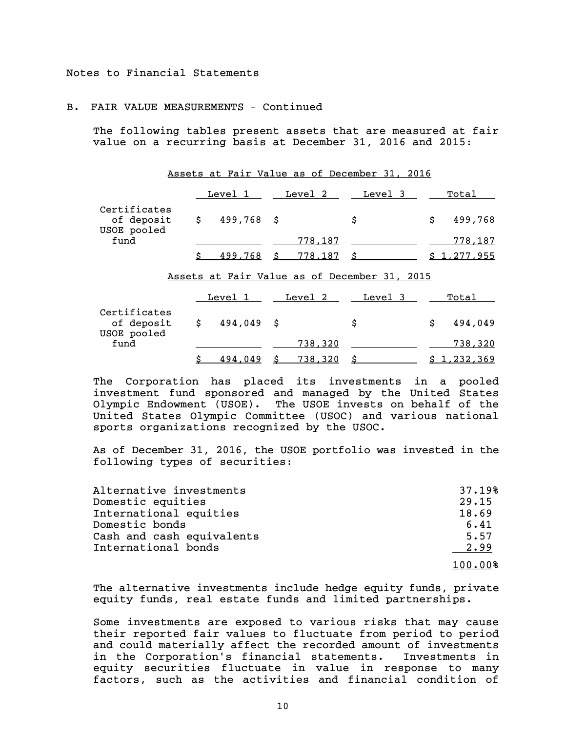Notes to Financial Statements

## B. FAIR VALUE MEASUREMENTS - Continued

The following tables present assets that are measured at fair value on a recurring basis at December 31, 2016 and 2015:

**Assets at Fair Value as of December 31, 2016**

| | Level 1 | Level 2 | Level 3 | Total |
|---|---|---|---|---|
| Certificates of deposit | $ 499,768 | $ | $ | $ 499,768 |
| USOE pooled fund | | 778,187 | | 778,187 |
| | $ 499,768 | $ 778,187 | $ | $ 1,277,955 |

**Assets at Fair Value as of December 31, 2015**

| | Level 1 | Level 2 | Level 3 | Total |
|---|---|---|---|---|
| Certificates of deposit | $ 494,049 | $ | $ | $ 494,049 |
| USOE pooled fund | | 738,320 | | 738,320 |
| | $ 494,049 | $ 738,320 | $ | $ 1,232,369 |

The Corporation has placed its investments in a pooled investment fund sponsored and managed by the United States Olympic Endowment (USOE). The USOE invests on behalf of the United States Olympic Committee (USOC) and various national sports organizations recognized by the USOC.

As of December 31, 2016, the USOE portfolio was invested in the following types of securities:

| | |
|---|---|
| Alternative investments | 37.19% |
| Domestic equities | 29.15 |
| International equities | 18.69 |
| Domestic bonds | 6.41 |
| Cash and cash equivalents | 5.57 |
| International bonds | 2.99 |
| | 100.00% |

The alternative investments include hedge equity funds, private equity funds, real estate funds and limited partnerships.

Some investments are exposed to various risks that may cause their reported fair values to fluctuate from period to period and could materially affect the recorded amount of investments in the Corporation's financial statements. Investments in equity securities fluctuate in value in response to many factors, such as the activities and financial condition of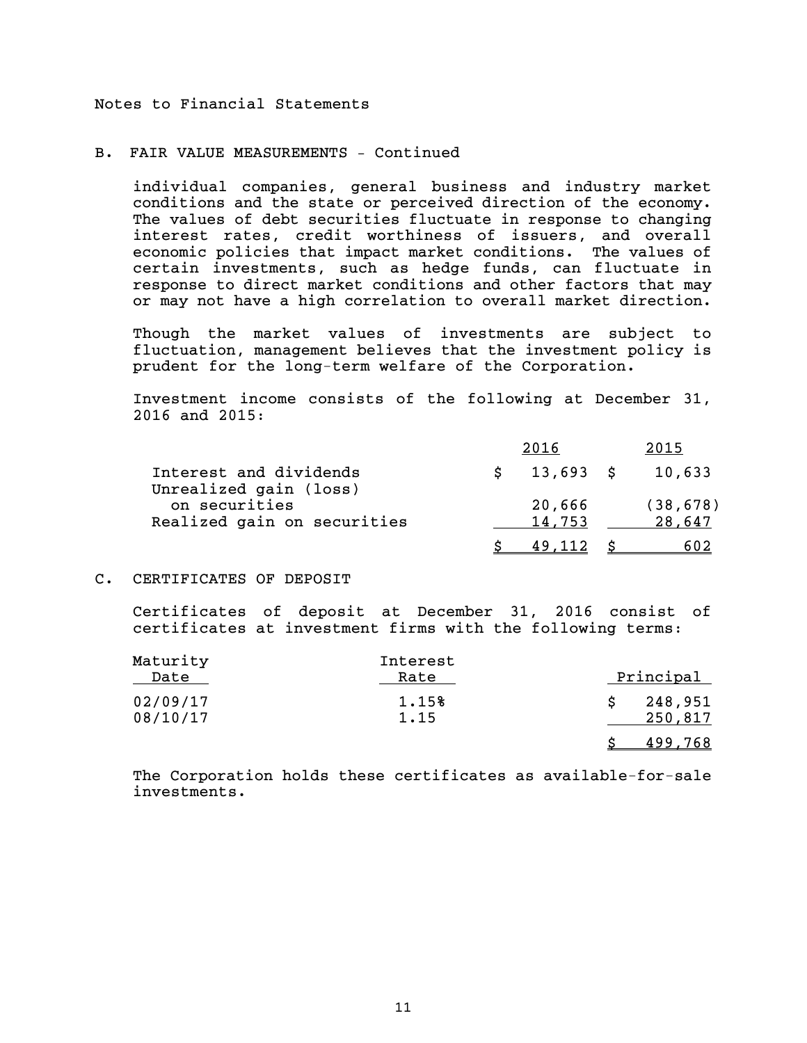Notes to Financial Statements

## B. FAIR VALUE MEASUREMENTS - Continued

individual companies, general business and industry market conditions and the state or perceived direction of the economy. The values of debt securities fluctuate in response to changing interest rates, credit worthiness of issuers, and overall economic policies that impact market conditions. The values of certain investments, such as hedge funds, can fluctuate in response to direct market conditions and other factors that may or may not have a high correlation to overall market direction.

Though the market values of investments are subject to fluctuation, management believes that the investment policy is prudent for the long-term welfare of the Corporation.

Investment income consists of the following at December 31, 2016 and 2015:

| | 2016 | 2015 |
|---|---|---|
| Interest and dividends | $ 13,693 | $ 10,633 |
| Unrealized gain (loss) on securities | 20,666 | (38,678) |
| Realized gain on securities | 14,753 | 28,647 |
| | $ 49,112 | $ 602 |

## C. CERTIFICATES OF DEPOSIT

Certificates of deposit at December 31, 2016 consist of certificates at investment firms with the following terms:

| Maturity Date | Interest Rate | Principal |
|---|---|---|
| 02/09/17 | 1.15% | $ 248,951 |
| 08/10/17 | 1.15 | 250,817 |
| | | $ 499,768 |

The Corporation holds these certificates as available-for-sale investments.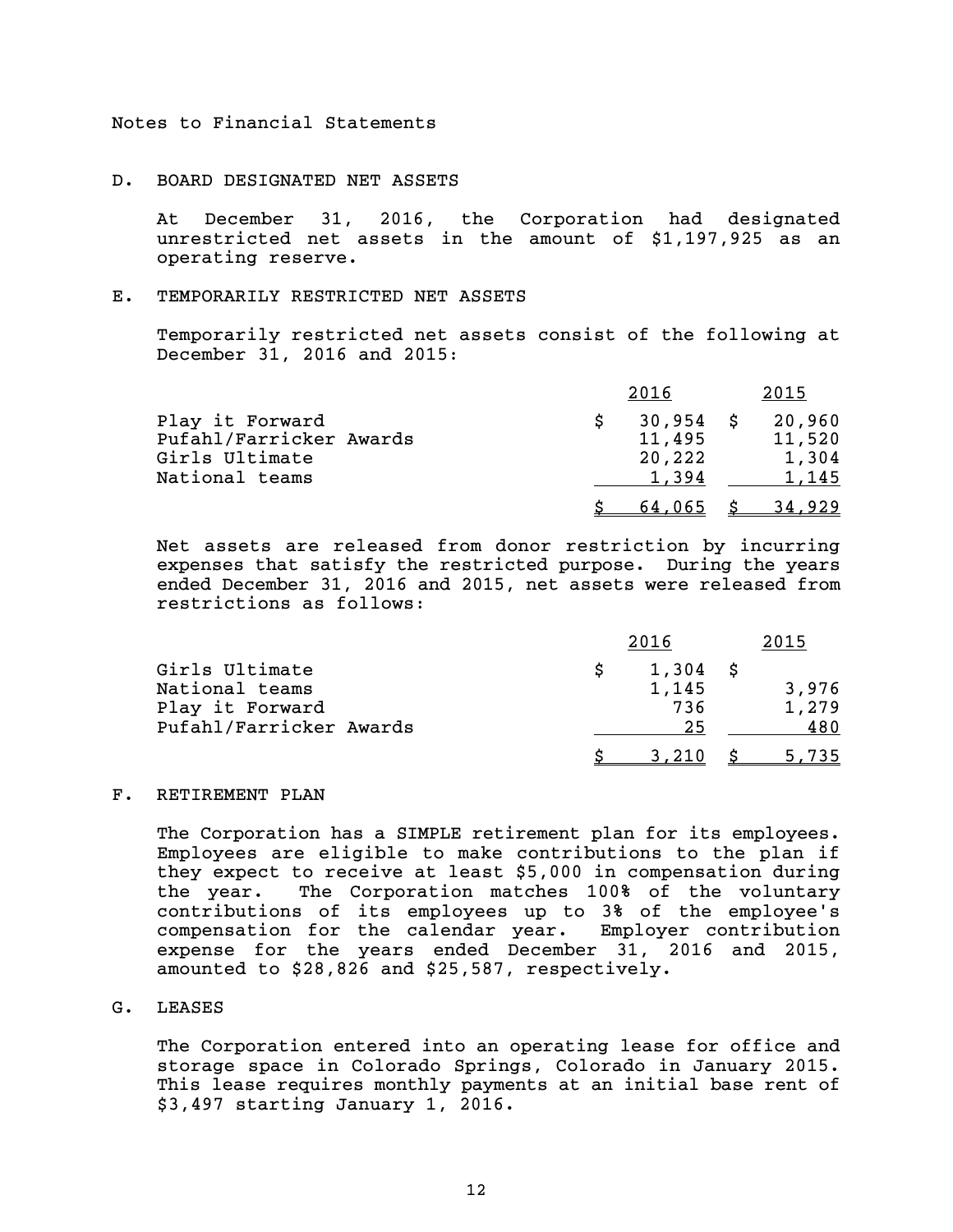Notes to Financial Statements

## D. BOARD DESIGNATED NET ASSETS

At December 31, 2016, the Corporation had designated unrestricted net assets in the amount of $1,197,925 as an operating reserve.

## E. TEMPORARILY RESTRICTED NET ASSETS

Temporarily restricted net assets consist of the following at December 31, 2016 and 2015:

| | 2016 | 2015 |
|---|---|---|
| Play it Forward | $ 30,954 | $ 20,960 |
| Pufahl/Farricker Awards | 11,495 | 11,520 |
| Girls Ultimate | 20,222 | 1,304 |
| National teams | 1,394 | 1,145 |
| | $ 64,065 | $ 34,929 |

Net assets are released from donor restriction by incurring expenses that satisfy the restricted purpose. During the years ended December 31, 2016 and 2015, net assets were released from restrictions as follows:

| | 2016 | 2015 |
|---|---|---|
| Girls Ultimate | $ 1,304 | $ |
| National teams | 1,145 | 3,976 |
| Play it Forward | 736 | 1,279 |
| Pufahl/Farricker Awards | 25 | 480 |
| | $ 3,210 | $ 5,735 |

## F. RETIREMENT PLAN

The Corporation has a SIMPLE retirement plan for its employees. Employees are eligible to make contributions to the plan if they expect to receive at least $5,000 in compensation during the year. The Corporation matches 100% of the voluntary contributions of its employees up to 3% of the employee's compensation for the calendar year. Employer contribution expense for the years ended December 31, 2016 and 2015, amounted to $28,826 and $25,587, respectively.

## G. LEASES

The Corporation entered into an operating lease for office and storage space in Colorado Springs, Colorado in January 2015. This lease requires monthly payments at an initial base rent of $3,497 starting January 1, 2016.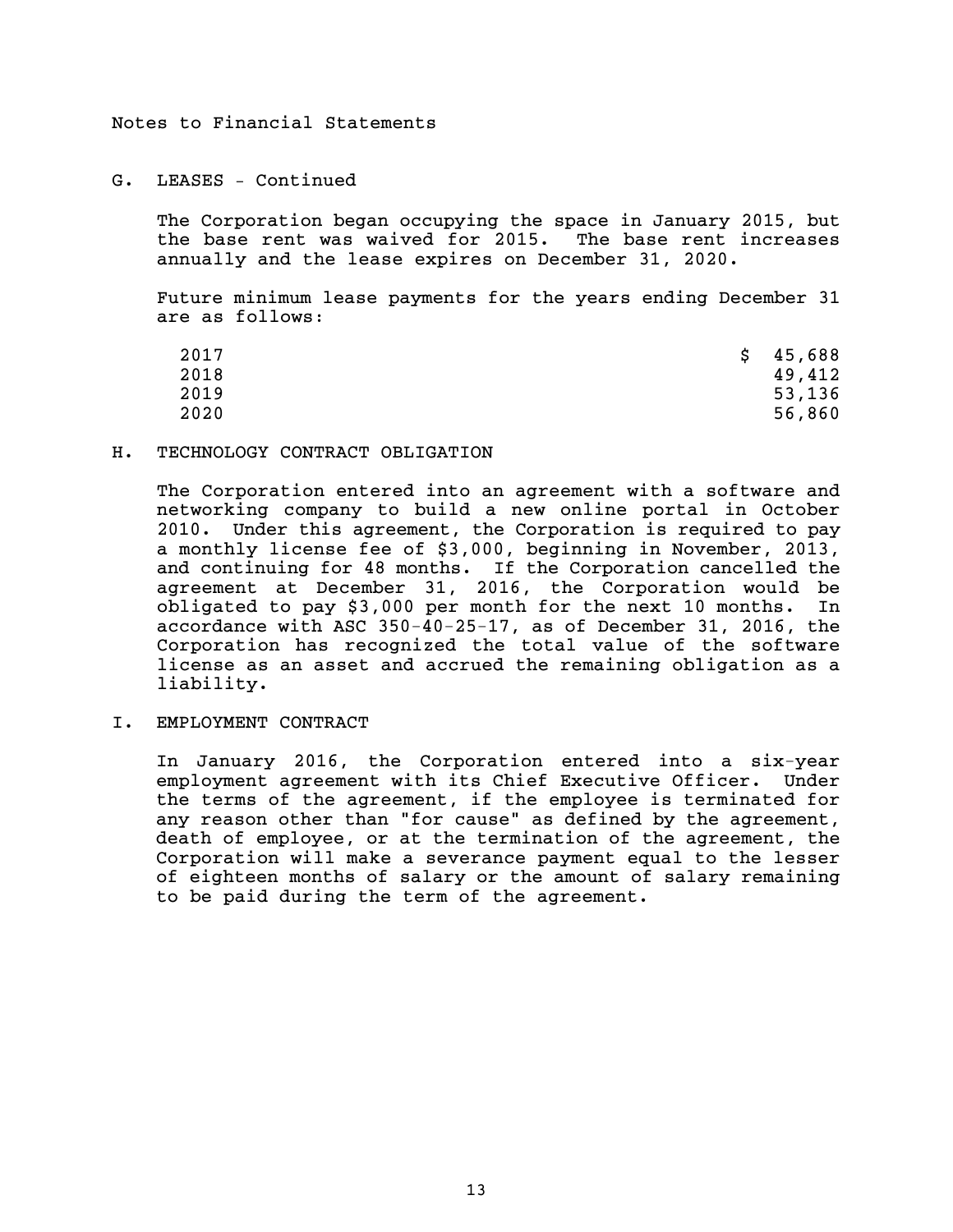Notes to Financial Statements

## G. LEASES - Continued

The Corporation began occupying the space in January 2015, but the base rent was waived for 2015. The base rent increases annually and the lease expires on December 31, 2020.

Future minimum lease payments for the years ending December 31 are as follows:

| | |
|---|---|
| 2017 | $ 45,688 |
| 2018 | 49,412 |
| 2019 | 53,136 |
| 2020 | 56,860 |

## H. TECHNOLOGY CONTRACT OBLIGATION

The Corporation entered into an agreement with a software and networking company to build a new online portal in October 2010. Under this agreement, the Corporation is required to pay a monthly license fee of $3,000, beginning in November, 2013, and continuing for 48 months. If the Corporation cancelled the agreement at December 31, 2016, the Corporation would be obligated to pay $3,000 per month for the next 10 months. In accordance with ASC 350-40-25-17, as of December 31, 2016, the Corporation has recognized the total value of the software license as an asset and accrued the remaining obligation as a liability.

## I. EMPLOYMENT CONTRACT

In January 2016, the Corporation entered into a six-year employment agreement with its Chief Executive Officer. Under the terms of the agreement, if the employee is terminated for any reason other than "for cause" as defined by the agreement, death of employee, or at the termination of the agreement, the Corporation will make a severance payment equal to the lesser of eighteen months of salary or the amount of salary remaining to be paid during the term of the agreement.